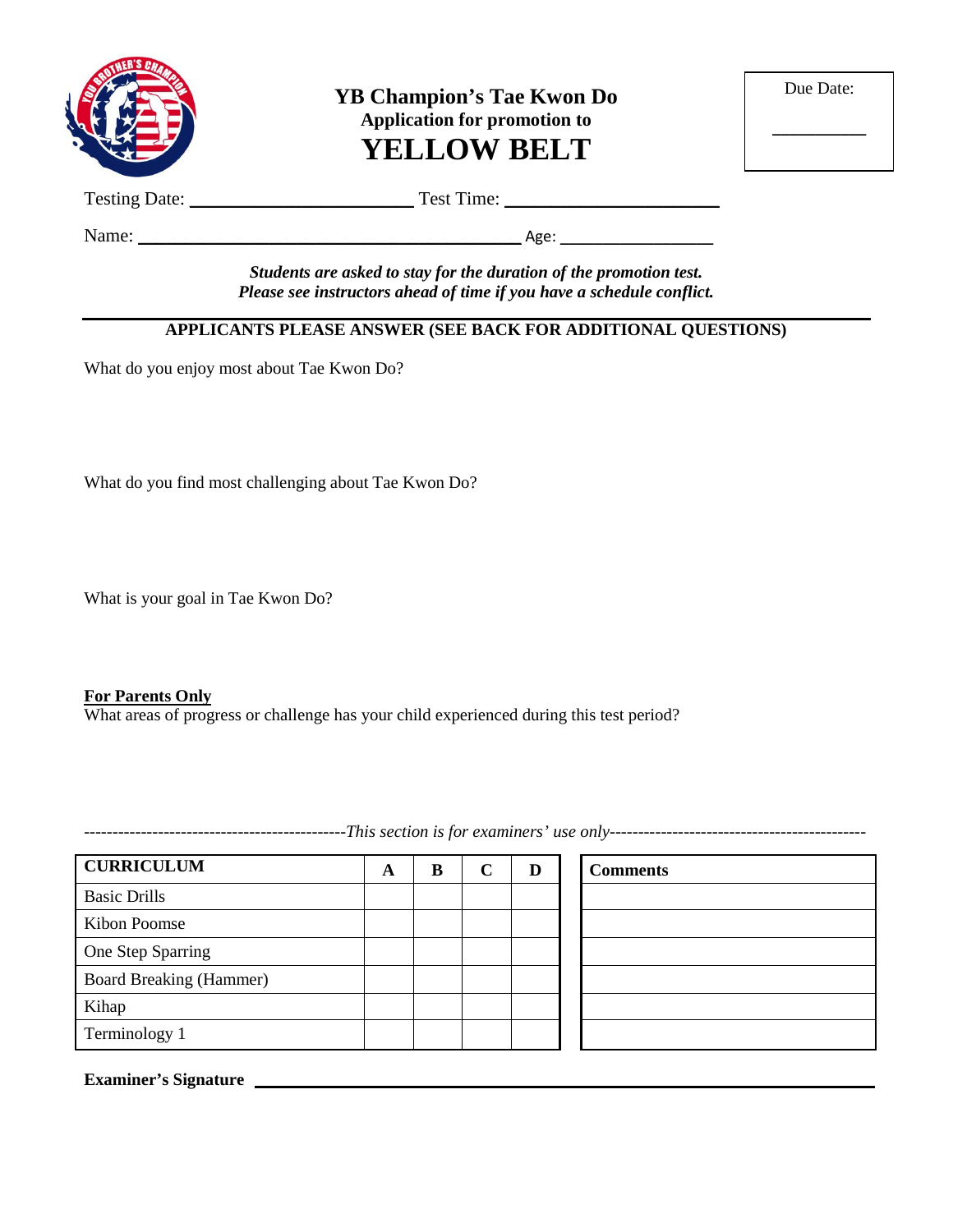# YB Champion's Tae Kwon Do

**Application for promotion to**

# YELLOW BELT

Due Date: __________

Testing Date: ______________________ Test Time: ______________________

Name: ________________________________________ Age: ________________

***Students are asked to stay for the duration of the promotion test.***
***Please see instructors ahead of time if you have a schedule conflict.***

---

**APPLICANTS PLEASE ANSWER (SEE BACK FOR ADDITIONAL QUESTIONS)**

What do you enjoy most about Tae Kwon Do?

What do you find most challenging about Tae Kwon Do?

What is your goal in Tae Kwon Do?

**<u>For Parents Only</u>**
What areas of progress or challenge has your child experienced during this test period?

----------------------------------------------*This section is for examiners' use only*----------------------------------------------

| CURRICULUM | A | B | C | D |
|---|---|---|---|---|
| Basic Drills | | | | |
| Kibon Poomse | | | | |
| One Step Sparring | | | | |
| Board Breaking (Hammer) | | | | |
| Kihap | | | | |
| Terminology 1 | | | | |

| Comments |
|---|
| |
| |
| |
| |
| |
| |

**Examiner's Signature** ________________________________________________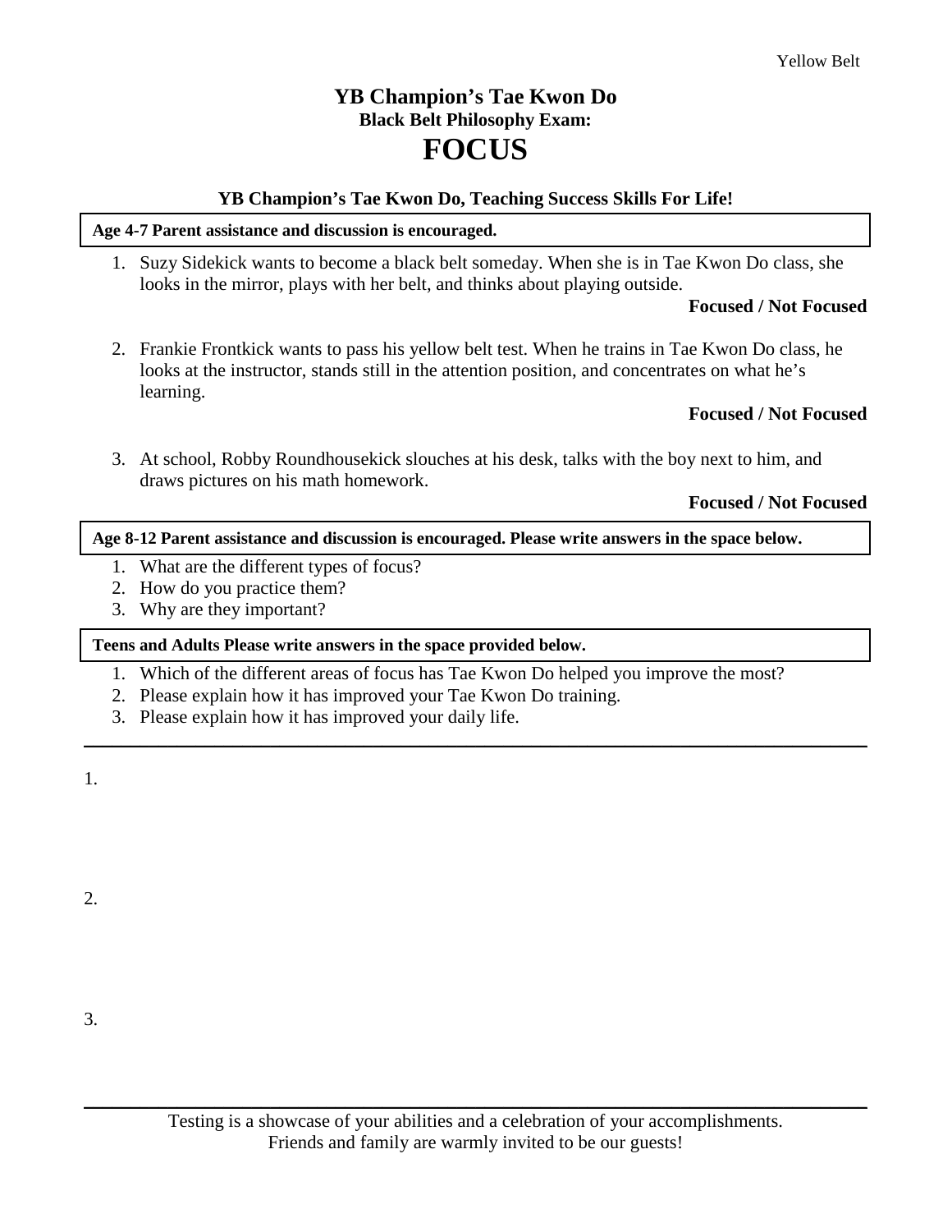Yellow Belt

# YB Champion's Tae Kwon Do

## Black Belt Philosophy Exam:

# FOCUS

**YB Champion's Tae Kwon Do, Teaching Success Skills For Life!**

**Age 4-7 Parent assistance and discussion is encouraged.**

1. Suzy Sidekick wants to become a black belt someday. When she is in Tae Kwon Do class, she looks in the mirror, plays with her belt, and thinks about playing outside.

   **Focused / Not Focused**

2. Frankie Frontkick wants to pass his yellow belt test. When he trains in Tae Kwon Do class, he looks at the instructor, stands still in the attention position, and concentrates on what he's learning.

   **Focused / Not Focused**

3. At school, Robby Roundhousekick slouches at his desk, talks with the boy next to him, and draws pictures on his math homework.

   **Focused / Not Focused**

**Age 8-12 Parent assistance and discussion is encouraged. Please write answers in the space below.**

1. What are the different types of focus?
2. How do you practice them?
3. Why are they important?

**Teens and Adults Please write answers in the space provided below.**

1. Which of the different areas of focus has Tae Kwon Do helped you improve the most?
2. Please explain how it has improved your Tae Kwon Do training.
3. Please explain how it has improved your daily life.

---

1.

2.

3.

---

Testing is a showcase of your abilities and a celebration of your accomplishments.
Friends and family are warmly invited to be our guests!